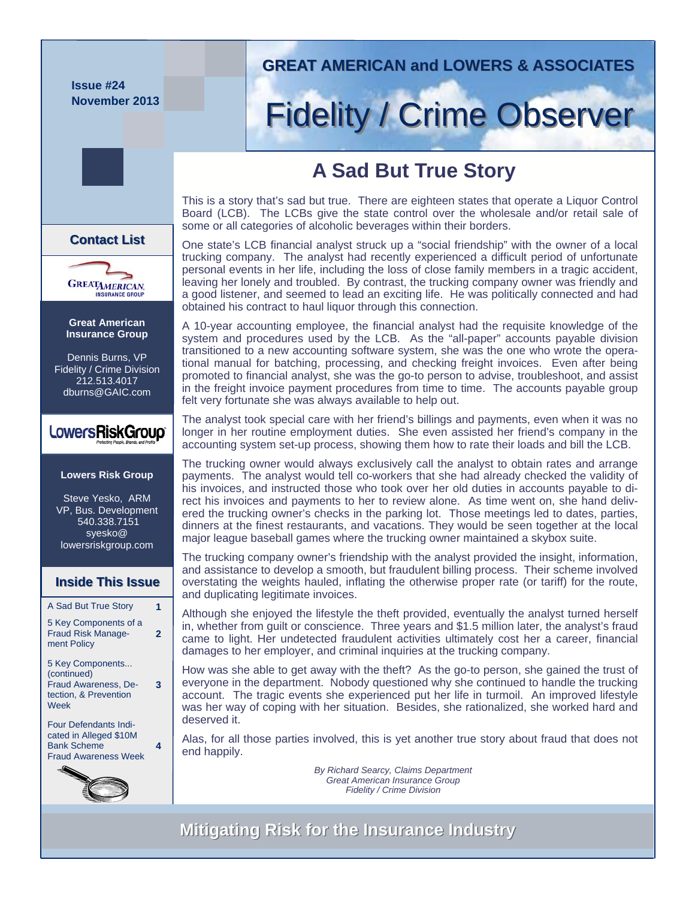Issue #24
November 2013

GREAT AMERICAN and LOWERS & ASSOCIATES

# Fidelity / Crime Observer

## A Sad But True Story

This is a story that's sad but true. There are eighteen states that operate a Liquor Control Board (LCB). The LCBs give the state control over the wholesale and/or retail sale of some or all categories of alcoholic beverages within their borders.

One state's LCB financial analyst struck up a "social friendship" with the owner of a local trucking company. The analyst had recently experienced a difficult period of unfortunate personal events in her life, including the loss of close family members in a tragic accident, leaving her lonely and troubled. By contrast, the trucking company owner was friendly and a good listener, and seemed to lead an exciting life. He was politically connected and had obtained his contract to haul liquor through this connection.

A 10-year accounting employee, the financial analyst had the requisite knowledge of the system and procedures used by the LCB. As the "all-paper" accounts payable division transitioned to a new accounting software system, she was the one who wrote the operational manual for batching, processing, and checking freight invoices. Even after being promoted to financial analyst, she was the go-to person to advise, troubleshoot, and assist in the freight invoice payment procedures from time to time. The accounts payable group felt very fortunate she was always available to help out.

The analyst took special care with her friend's billings and payments, even when it was no longer in her routine employment duties. She even assisted her friend's company in the accounting system set-up process, showing them how to rate their loads and bill the LCB.

The trucking owner would always exclusively call the analyst to obtain rates and arrange payments. The analyst would tell co-workers that she had already checked the validity of his invoices, and instructed those who took over her old duties in accounts payable to direct his invoices and payments to her to review alone. As time went on, she hand delivered the trucking owner's checks in the parking lot. Those meetings led to dates, parties, dinners at the finest restaurants, and vacations. They would be seen together at the local major league baseball games where the trucking owner maintained a skybox suite.

The trucking company owner's friendship with the analyst provided the insight, information, and assistance to develop a smooth, but fraudulent billing process. Their scheme involved overstating the weights hauled, inflating the otherwise proper rate (or tariff) for the route, and duplicating legitimate invoices.

Although she enjoyed the lifestyle the theft provided, eventually the analyst turned herself in, whether from guilt or conscience. Three years and $1.5 million later, the analyst's fraud came to light. Her undetected fraudulent activities ultimately cost her a career, financial damages to her employer, and criminal inquiries at the trucking company.

How was she able to get away with the theft? As the go-to person, she gained the trust of everyone in the department. Nobody questioned why she continued to handle the trucking account. The tragic events she experienced put her life in turmoil. An improved lifestyle was her way of coping with her situation. Besides, she rationalized, she worked hard and deserved it.

Alas, for all those parties involved, this is yet another true story about fraud that does not end happily.

*By Richard Searcy, Claims Department*
*Great American Insurance Group*
*Fidelity / Crime Division*

### Contact List

**Great American Insurance Group**

Dennis Burns, VP
Fidelity / Crime Division
212.513.4017
dburns@GAIC.com

**Lowers Risk Group**

Steve Yesko, ARM
VP, Bus. Development
540.338.7151
syesko@lowersriskgroup.com

### Inside This Issue

| | |
|---|---|
| A Sad But True Story | 1 |
| 5 Key Components of a Fraud Risk Management Policy | 2 |
| 5 Key Components... (continued) Fraud Awareness, Detection, & Prevention Week | 3 |
| Four Defendants Indicated in Alleged $10M Bank Scheme Fraud Awareness Week | 4 |

**Mitigating Risk for the Insurance Industry**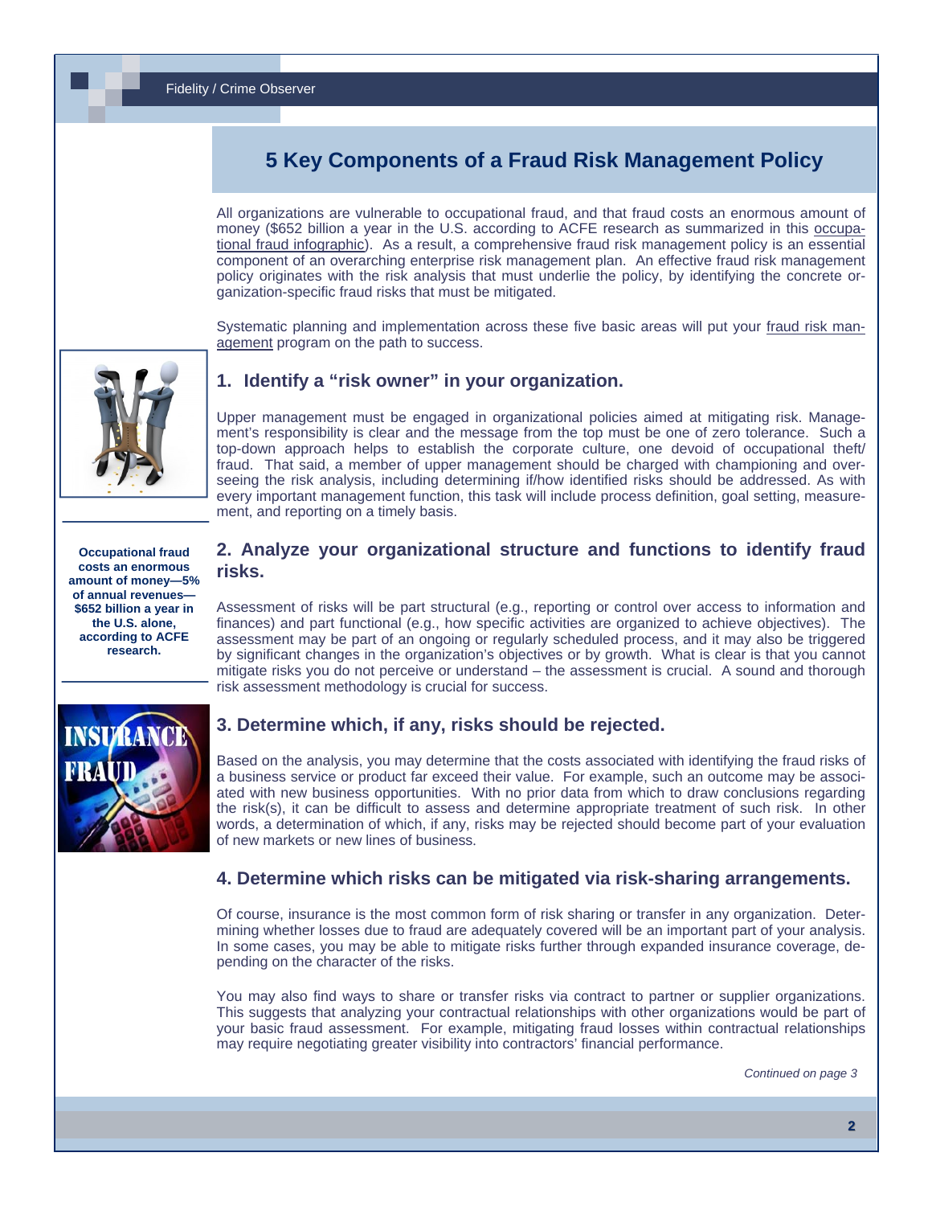# 5 Key Components of a Fraud Risk Management Policy

All organizations are vulnerable to occupational fraud, and that fraud costs an enormous amount of money ($652 billion a year in the U.S. according to ACFE research as summarized in this occupational fraud infographic). As a result, a comprehensive fraud risk management policy is an essential component of an overarching enterprise risk management plan. An effective fraud risk management policy originates with the risk analysis that must underlie the policy, by identifying the concrete organization-specific fraud risks that must be mitigated.

Systematic planning and implementation across these five basic areas will put your fraud risk management program on the path to success.

## 1. Identify a "risk owner" in your organization.

Upper management must be engaged in organizational policies aimed at mitigating risk. Management's responsibility is clear and the message from the top must be one of zero tolerance. Such a top-down approach helps to establish the corporate culture, one devoid of occupational theft/fraud. That said, a member of upper management should be charged with championing and overseeing the risk analysis, including determining if/how identified risks should be addressed. As with every important management function, this task will include process definition, goal setting, measurement, and reporting on a timely basis.

**Occupational fraud costs an enormous amount of money—5% of annual revenues—$652 billion a year in the U.S. alone, according to ACFE research.**

## 2. Analyze your organizational structure and functions to identify fraud risks.

Assessment of risks will be part structural (e.g., reporting or control over access to information and finances) and part functional (e.g., how specific activities are organized to achieve objectives). The assessment may be part of an ongoing or regularly scheduled process, and it may also be triggered by significant changes in the organization's objectives or by growth. What is clear is that you cannot mitigate risks you do not perceive or understand – the assessment is crucial. A sound and thorough risk assessment methodology is crucial for success.

## 3. Determine which, if any, risks should be rejected.

Based on the analysis, you may determine that the costs associated with identifying the fraud risks of a business service or product far exceed their value. For example, such an outcome may be associated with new business opportunities. With no prior data from which to draw conclusions regarding the risk(s), it can be difficult to assess and determine appropriate treatment of such risk. In other words, a determination of which, if any, risks may be rejected should become part of your evaluation of new markets or new lines of business.

## 4. Determine which risks can be mitigated via risk-sharing arrangements.

Of course, insurance is the most common form of risk sharing or transfer in any organization. Determining whether losses due to fraud are adequately covered will be an important part of your analysis. In some cases, you may be able to mitigate risks further through expanded insurance coverage, depending on the character of the risks.

You may also find ways to share or transfer risks via contract to partner or supplier organizations. This suggests that analyzing your contractual relationships with other organizations would be part of your basic fraud assessment. For example, mitigating fraud losses within contractual relationships may require negotiating greater visibility into contractors' financial performance.

*Continued on page 3*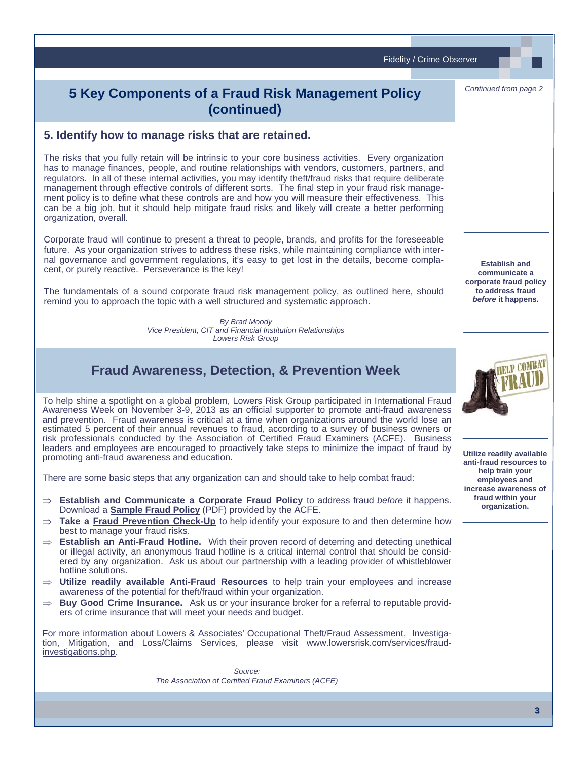*Continued from page 2*

## 5 Key Components of a Fraud Risk Management Policy (continued)

### 5. Identify how to manage risks that are retained.

The risks that you fully retain will be intrinsic to your core business activities. Every organization has to manage finances, people, and routine relationships with vendors, customers, partners, and regulators. In all of these internal activities, you may identify theft/fraud risks that require deliberate management through effective controls of different sorts. The final step in your fraud risk management policy is to define what these controls are and how you will measure their effectiveness. This can be a big job, but it should help mitigate fraud risks and likely will create a better performing organization, overall.

Corporate fraud will continue to present a threat to people, brands, and profits for the foreseeable future. As your organization strives to address these risks, while maintaining compliance with internal governance and government regulations, it's easy to get lost in the details, become complacent, or purely reactive. Perseverance is the key!

The fundamentals of a sound corporate fraud risk management policy, as outlined here, should remind you to approach the topic with a well structured and systematic approach.

*By Brad Moody*
*Vice President, CIT and Financial Institution Relationships*
*Lowers Risk Group*

**Establish and communicate a corporate fraud policy to address fraud *before* it happens.**

## Fraud Awareness, Detection, & Prevention Week

To help shine a spotlight on a global problem, Lowers Risk Group participated in International Fraud Awareness Week on November 3-9, 2013 as an official supporter to promote anti-fraud awareness and prevention. Fraud awareness is critical at a time when organizations around the world lose an estimated 5 percent of their annual revenues to fraud, according to a survey of business owners or risk professionals conducted by the Association of Certified Fraud Examiners (ACFE). Business leaders and employees are encouraged to proactively take steps to minimize the impact of fraud by promoting anti-fraud awareness and education.

There are some basic steps that any organization can and should take to help combat fraud:

- ⇒ **Establish and Communicate a Corporate Fraud Policy** to address fraud *before* it happens. Download a **Sample Fraud Policy** (PDF) provided by the ACFE.
- ⇒ **Take a Fraud Prevention Check-Up** to help identify your exposure to and then determine how best to manage your fraud risks.
- ⇒ **Establish an Anti-Fraud Hotline.** With their proven record of deterring and detecting unethical or illegal activity, an anonymous fraud hotline is a critical internal control that should be considered by any organization. Ask us about our partnership with a leading provider of whistleblower hotline solutions.
- ⇒ **Utilize readily available Anti-Fraud Resources** to help train your employees and increase awareness of the potential for theft/fraud within your organization.
- ⇒ **Buy Good Crime Insurance.** Ask us or your insurance broker for a referral to reputable providers of crime insurance that will meet your needs and budget.

**Utilize readily available anti-fraud resources to help train your employees and increase awareness of fraud within your organization.**

For more information about Lowers & Associates' Occupational Theft/Fraud Assessment, Investigation, Mitigation, and Loss/Claims Services, please visit www.lowersrisk.com/services/fraud-investigations.php.

*Source:*
*The Association of Certified Fraud Examiners (ACFE)*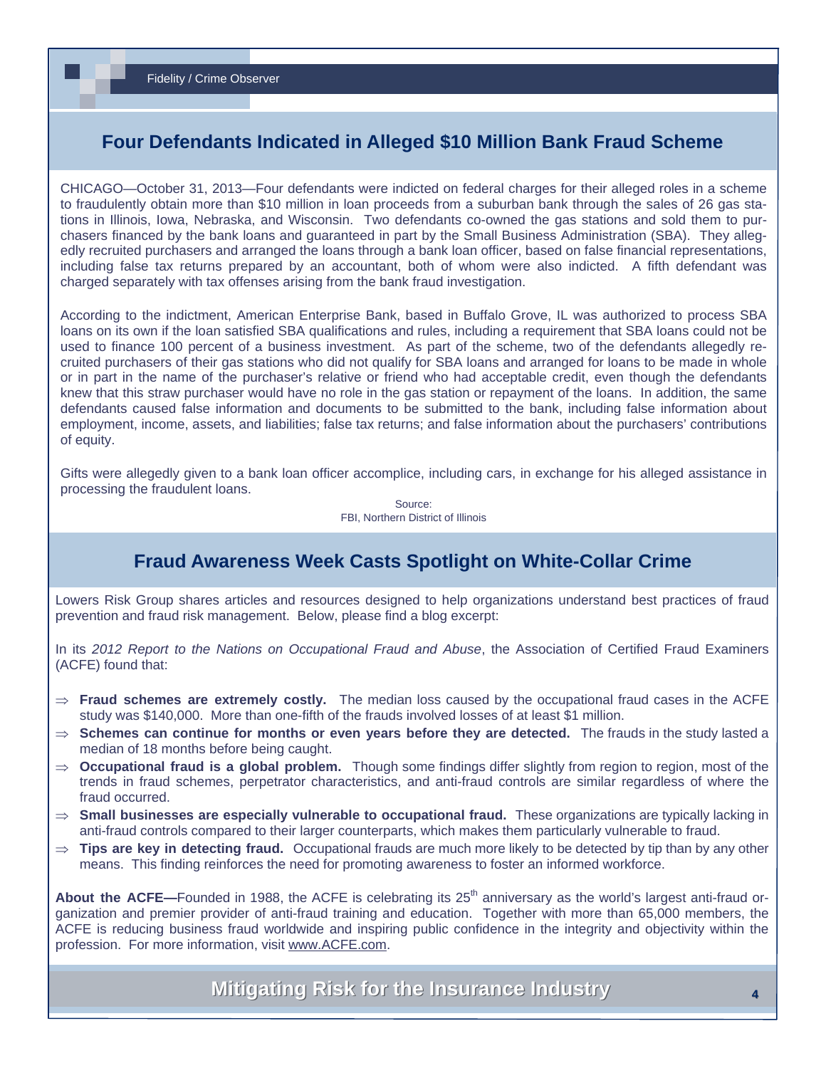## Four Defendants Indicated in Alleged $10 Million Bank Fraud Scheme

CHICAGO—October 31, 2013—Four defendants were indicted on federal charges for their alleged roles in a scheme to fraudulently obtain more than $10 million in loan proceeds from a suburban bank through the sales of 26 gas stations in Illinois, Iowa, Nebraska, and Wisconsin. Two defendants co-owned the gas stations and sold them to purchasers financed by the bank loans and guaranteed in part by the Small Business Administration (SBA). They allegedly recruited purchasers and arranged the loans through a bank loan officer, based on false financial representations, including false tax returns prepared by an accountant, both of whom were also indicted. A fifth defendant was charged separately with tax offenses arising from the bank fraud investigation.

According to the indictment, American Enterprise Bank, based in Buffalo Grove, IL was authorized to process SBA loans on its own if the loan satisfied SBA qualifications and rules, including a requirement that SBA loans could not be used to finance 100 percent of a business investment. As part of the scheme, two of the defendants allegedly recruited purchasers of their gas stations who did not qualify for SBA loans and arranged for loans to be made in whole or in part in the name of the purchaser's relative or friend who had acceptable credit, even though the defendants knew that this straw purchaser would have no role in the gas station or repayment of the loans. In addition, the same defendants caused false information and documents to be submitted to the bank, including false information about employment, income, assets, and liabilities; false tax returns; and false information about the purchasers' contributions of equity.

Gifts were allegedly given to a bank loan officer accomplice, including cars, in exchange for his alleged assistance in processing the fraudulent loans.

Source:
FBI, Northern District of Illinois

## Fraud Awareness Week Casts Spotlight on White-Collar Crime

Lowers Risk Group shares articles and resources designed to help organizations understand best practices of fraud prevention and fraud risk management. Below, please find a blog excerpt:

In its *2012 Report to the Nations on Occupational Fraud and Abuse*, the Association of Certified Fraud Examiners (ACFE) found that:

- ⇒ **Fraud schemes are extremely costly.** The median loss caused by the occupational fraud cases in the ACFE study was $140,000. More than one-fifth of the frauds involved losses of at least $1 million.
- ⇒ **Schemes can continue for months or even years before they are detected.** The frauds in the study lasted a median of 18 months before being caught.
- ⇒ **Occupational fraud is a global problem.** Though some findings differ slightly from region to region, most of the trends in fraud schemes, perpetrator characteristics, and anti-fraud controls are similar regardless of where the fraud occurred.
- ⇒ **Small businesses are especially vulnerable to occupational fraud.** These organizations are typically lacking in anti-fraud controls compared to their larger counterparts, which makes them particularly vulnerable to fraud.
- ⇒ **Tips are key in detecting fraud.** Occupational frauds are much more likely to be detected by tip than by any other means. This finding reinforces the need for promoting awareness to foster an informed workforce.

**About the ACFE—**Founded in 1988, the ACFE is celebrating its 25th anniversary as the world's largest anti-fraud organization and premier provider of anti-fraud training and education. Together with more than 65,000 members, the ACFE is reducing business fraud worldwide and inspiring public confidence in the integrity and objectivity within the profession. For more information, visit www.ACFE.com.